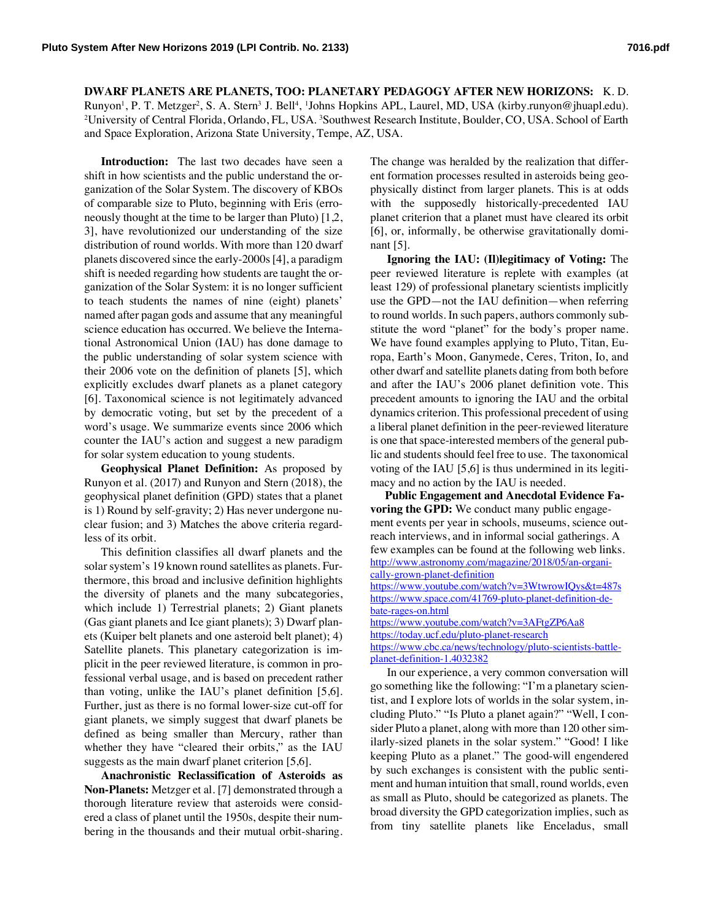**DWARF PLANETS ARE PLANETS, TOO: PLANETARY PEDAGOGY AFTER NEW HORIZONS:** K. D. Runyon[1], P. T. Metzger[2], S. A. Stern[3] J. Bell[4], [1]Johns Hopkins APL, Laurel, MD, USA (kirby.runyon@jhuapl.edu). [2]University of Central Florida, Orlando, FL, USA. [3]Southwest Research Institute, Boulder, CO, USA. School of Earth and Space Exploration, Arizona State University, Tempe, AZ, USA.

**Introduction:** The last two decades have seen a shift in how scientists and the public understand the organization of the Solar System. The discovery of KBOs of comparable size to Pluto, beginning with Eris (erroneously thought at the time to be larger than Pluto) [1,2, 3], have revolutionized our understanding of the size distribution of round worlds. With more than 120 dwarf planets discovered since the early-2000s [4], a paradigm shift is needed regarding how students are taught the organization of the Solar System: it is no longer sufficient to teach students the names of nine (eight) planets' named after pagan gods and assume that any meaningful science education has occurred. We believe the International Astronomical Union (IAU) has done damage to the public understanding of solar system science with their 2006 vote on the definition of planets [5], which explicitly excludes dwarf planets as a planet category [6]. Taxonomical science is not legitimately advanced by democratic voting, but set by the precedent of a word's usage. We summarize events since 2006 which counter the IAU's action and suggest a new paradigm for solar system education to young students.

**Geophysical Planet Definition:** As proposed by Runyon et al. (2017) and Runyon and Stern (2018), the geophysical planet definition (GPD) states that a planet is 1) Round by self-gravity; 2) Has never undergone nuclear fusion; and 3) Matches the above criteria regardless of its orbit.

This definition classifies all dwarf planets and the solar system's 19 known round satellites as planets. Furthermore, this broad and inclusive definition highlights the diversity of planets and the many subcategories, which include 1) Terrestrial planets; 2) Giant planets (Gas giant planets and Ice giant planets); 3) Dwarf planets (Kuiper belt planets and one asteroid belt planet); 4) Satellite planets. This planetary categorization is implicit in the peer reviewed literature, is common in professional verbal usage, and is based on precedent rather than voting, unlike the IAU's planet definition [5,6]. Further, just as there is no formal lower-size cut-off for giant planets, we simply suggest that dwarf planets be defined as being smaller than Mercury, rather than whether they have "cleared their orbits," as the IAU suggests as the main dwarf planet criterion [5,6].

**Anachronistic Reclassification of Asteroids as Non-Planets:** Metzger et al. [7] demonstrated through a thorough literature review that asteroids were considered a class of planet until the 1950s, despite their numbering in the thousands and their mutual orbit-sharing. The change was heralded by the realization that different formation processes resulted in asteroids being geophysically distinct from larger planets. This is at odds with the supposedly historically-precedented IAU planet criterion that a planet must have cleared its orbit [6], or, informally, be otherwise gravitationally dominant [5].

**Ignoring the IAU: (Il)legitimacy of Voting:** The peer reviewed literature is replete with examples (at least 129) of professional planetary scientists implicitly use the GPD—not the IAU definition—when referring to round worlds. In such papers, authors commonly substitute the word "planet" for the body's proper name. We have found examples applying to Pluto, Titan, Europa, Earth's Moon, Ganymede, Ceres, Triton, Io, and other dwarf and satellite planets dating from both before and after the IAU's 2006 planet definition vote. This precedent amounts to ignoring the IAU and the orbital dynamics criterion. This professional precedent of using a liberal planet definition in the peer-reviewed literature is one that space-interested members of the general public and students should feel free to use. The taxonomical voting of the IAU [5,6] is thus undermined in its legitimacy and no action by the IAU is needed.

**Public Engagement and Anecdotal Evidence Favoring the GPD:** We conduct many public engagement events per year in schools, museums, science outreach interviews, and in informal social gatherings. A few examples can be found at the following web links.

http://www.astronomy.com/magazine/2018/05/an-organically-grown-planet-definition
https://www.youtube.com/watch?v=3WtwrowIQys&t=487s
https://www.space.com/41769-pluto-planet-definition-debate-rages-on.html
https://www.youtube.com/watch?v=3AFtgZP6Aa8
https://today.ucf.edu/pluto-planet-research
https://www.cbc.ca/news/technology/pluto-scientists-battle-planet-definition-1.4032382

In our experience, a very common conversation will go something like the following: "I'm a planetary scientist, and I explore lots of worlds in the solar system, including Pluto." "Is Pluto a planet again?" "Well, I consider Pluto a planet, along with more than 120 other similarly-sized planets in the solar system." "Good! I like keeping Pluto as a planet." The good-will engendered by such exchanges is consistent with the public sentiment and human intuition that small, round worlds, even as small as Pluto, should be categorized as planets. The broad diversity the GPD categorization implies, such as from tiny satellite planets like Enceladus, small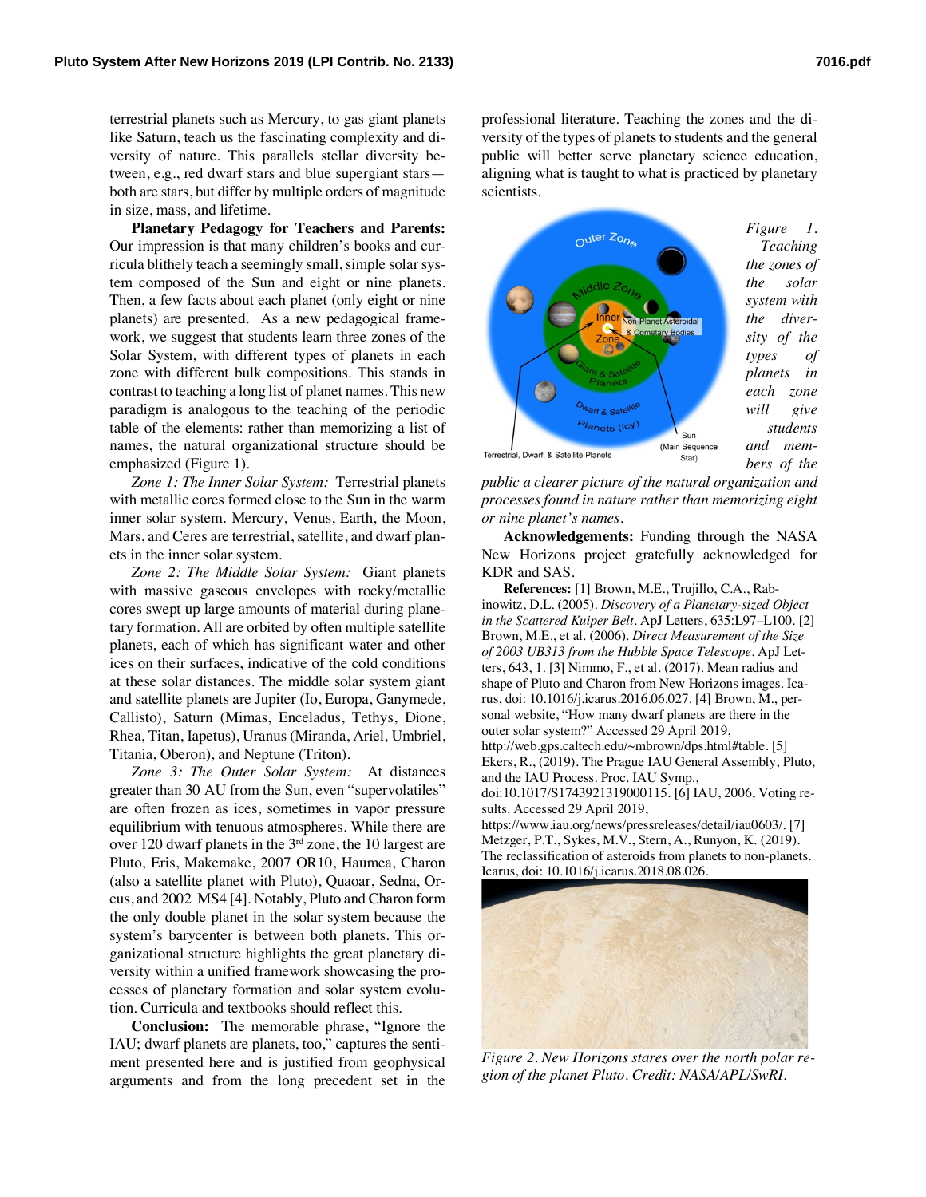terrestrial planets such as Mercury, to gas giant planets like Saturn, teach us the fascinating complexity and diversity of nature. This parallels stellar diversity between, e.g., red dwarf stars and blue supergiant stars—both are stars, but differ by multiple orders of magnitude in size, mass, and lifetime.

**Planetary Pedagogy for Teachers and Parents:** Our impression is that many children's books and curricula blithely teach a seemingly small, simple solar system composed of the Sun and eight or nine planets. Then, a few facts about each planet (only eight or nine planets) are presented. As a new pedagogical framework, we suggest that students learn three zones of the Solar System, with different types of planets in each zone with different bulk compositions. This stands in contrast to teaching a long list of planet names. This new paradigm is analogous to the teaching of the periodic table of the elements: rather than memorizing a list of names, the natural organizational structure should be emphasized (Figure 1).

*Zone 1: The Inner Solar System:* Terrestrial planets with metallic cores formed close to the Sun in the warm inner solar system. Mercury, Venus, Earth, the Moon, Mars, and Ceres are terrestrial, satellite, and dwarf planets in the inner solar system.

*Zone 2: The Middle Solar System:* Giant planets with massive gaseous envelopes with rocky/metallic cores swept up large amounts of material during planetary formation. All are orbited by often multiple satellite planets, each of which has significant water and other ices on their surfaces, indicative of the cold conditions at these solar distances. The middle solar system giant and satellite planets are Jupiter (Io, Europa, Ganymede, Callisto), Saturn (Mimas, Enceladus, Tethys, Dione, Rhea, Titan, Iapetus), Uranus (Miranda, Ariel, Umbriel, Titania, Oberon), and Neptune (Triton).

*Zone 3: The Outer Solar System:* At distances greater than 30 AU from the Sun, even "supervolatiles" are often frozen as ices, sometimes in vapor pressure equilibrium with tenuous atmospheres. While there are over 120 dwarf planets in the 3rd zone, the 10 largest are Pluto, Eris, Makemake, 2007 OR10, Haumea, Charon (also a satellite planet with Pluto), Quaoar, Sedna, Orcus, and 2002 MS4 [4]. Notably, Pluto and Charon form the only double planet in the solar system because the system's barycenter is between both planets. This organizational structure highlights the great planetary diversity within a unified framework showcasing the processes of planetary formation and solar system evolution. Curricula and textbooks should reflect this.

**Conclusion:** The memorable phrase, "Ignore the IAU; dwarf planets are planets, too," captures the sentiment presented here and is justified from geophysical arguments and from the long precedent set in the professional literature. Teaching the zones and the diversity of the types of planets to students and the general public will better serve planetary science education, aligning what is taught to what is practiced by planetary scientists.

Outer Zone
Middle Zone
Inner Zone
Non-Planet Asteroidal & Cometary Bodies
Giant & Satellite Planets
Dwarf & Satellite Planets (icy)
Terrestrial, Dwarf, & Satellite Planets
Sun (Main Sequence Star)

*Figure 1. Teaching the zones of the solar system with the diversity of the types of planets in each zone will give students and members of the public a clearer picture of the natural organization and processes found in nature rather than memorizing eight or nine planet's names.*

**Acknowledgements:** Funding through the NASA New Horizons project gratefully acknowledged for KDR and SAS.

**References:** [1] Brown, M.E., Trujillo, C.A., Rabinowitz, D.L. (2005). *Discovery of a Planetary-sized Object in the Scattered Kuiper Belt*. ApJ Letters, 635:L97–L100. [2] Brown, M.E., et al. (2006). *Direct Measurement of the Size of 2003 UB313 from the Hubble Space Telescope*. ApJ Letters, 643, 1. [3] Nimmo, F., et al. (2017). Mean radius and shape of Pluto and Charon from New Horizons images. Icarus, doi: 10.1016/j.icarus.2016.06.027. [4] Brown, M., personal website, "How many dwarf planets are there in the outer solar system?" Accessed 29 April 2019, http://web.gps.caltech.edu/~mbrown/dps.html#table. [5] Ekers, R., (2019). The Prague IAU General Assembly, Pluto, and the IAU Process. Proc. IAU Symp., doi:10.1017/S1743921319000115. [6] IAU, 2006, Voting results. Accessed 29 April 2019, https://www.iau.org/news/pressreleases/detail/iau0603/. [7] Metzger, P.T., Sykes, M.V., Stern, A., Runyon, K. (2019). The reclassification of asteroids from planets to non-planets. Icarus, doi: 10.1016/j.icarus.2018.08.026.

*Figure 2. New Horizons stares over the north polar region of the planet Pluto. Credit: NASA/APL/SwRI.*